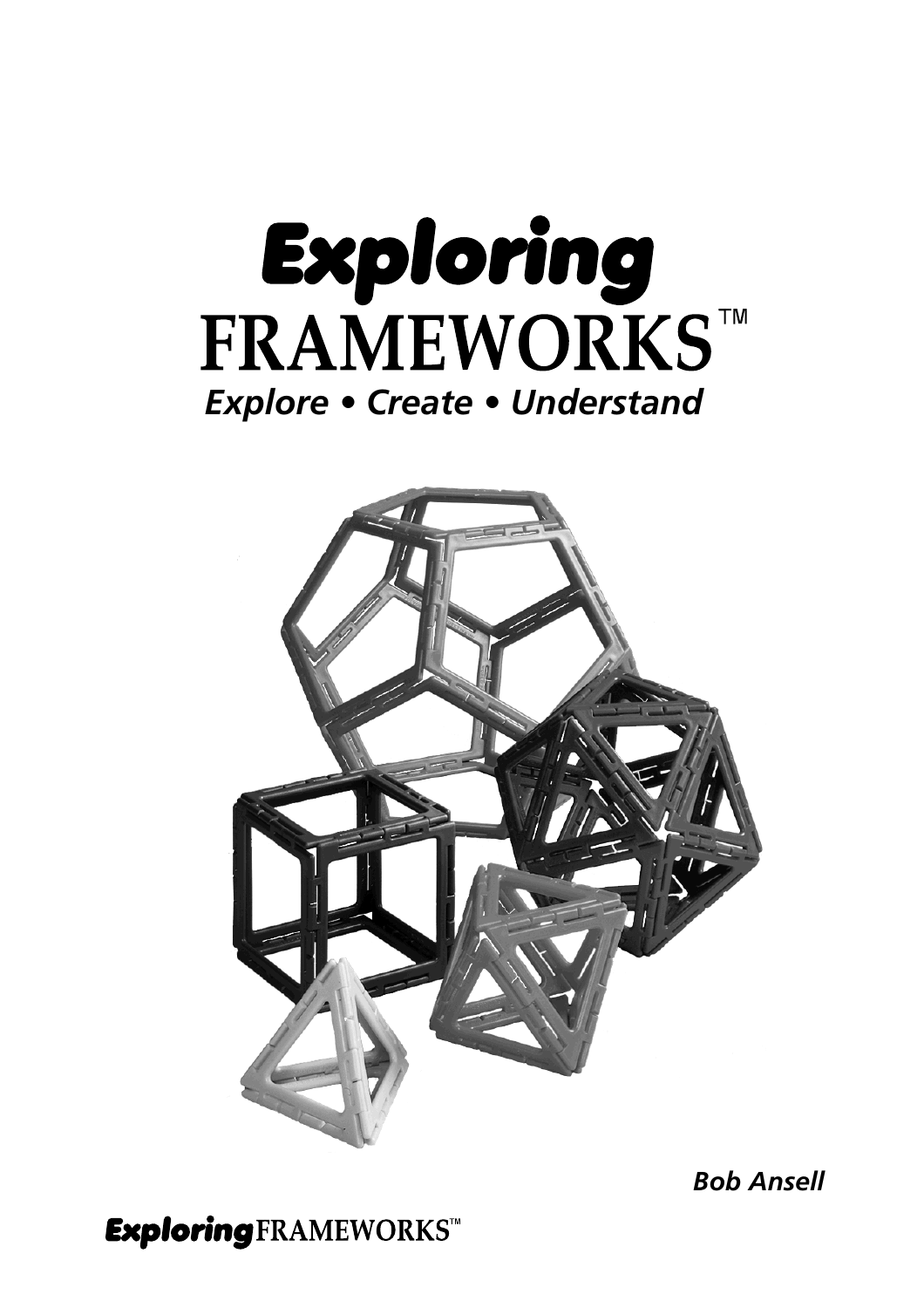# *Exploring* FRAMEWORKS™

***Explore • Create • Understand***

***Bob Ansell***

***Exploring*** FRAMEWORKS™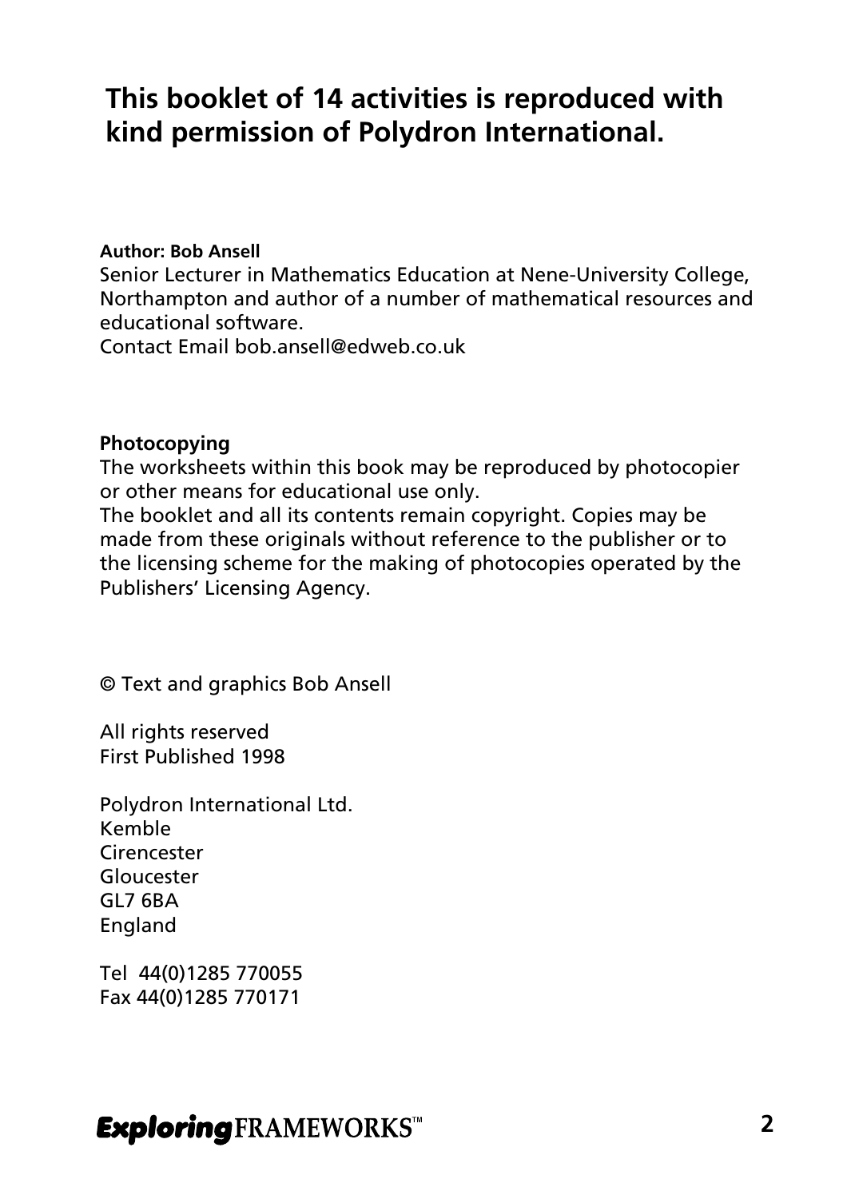**This booklet of 14 activities is reproduced with kind permission of Polydron International.**

**Author: Bob Ansell**
Senior Lecturer in Mathematics Education at Nene-University College, Northampton and author of a number of mathematical resources and educational software.
Contact Email bob.ansell@edweb.co.uk

**Photocopying**
The worksheets within this book may be reproduced by photocopier or other means for educational use only.
The booklet and all its contents remain copyright. Copies may be made from these originals without reference to the publisher or to the licensing scheme for the making of photocopies operated by the Publishers' Licensing Agency.

© Text and graphics Bob Ansell

All rights reserved
First Published 1998

Polydron International Ltd.
Kemble
Cirencester
Gloucester
GL7 6BA
England

Tel 44(0)1285 770055
Fax 44(0)1285 770171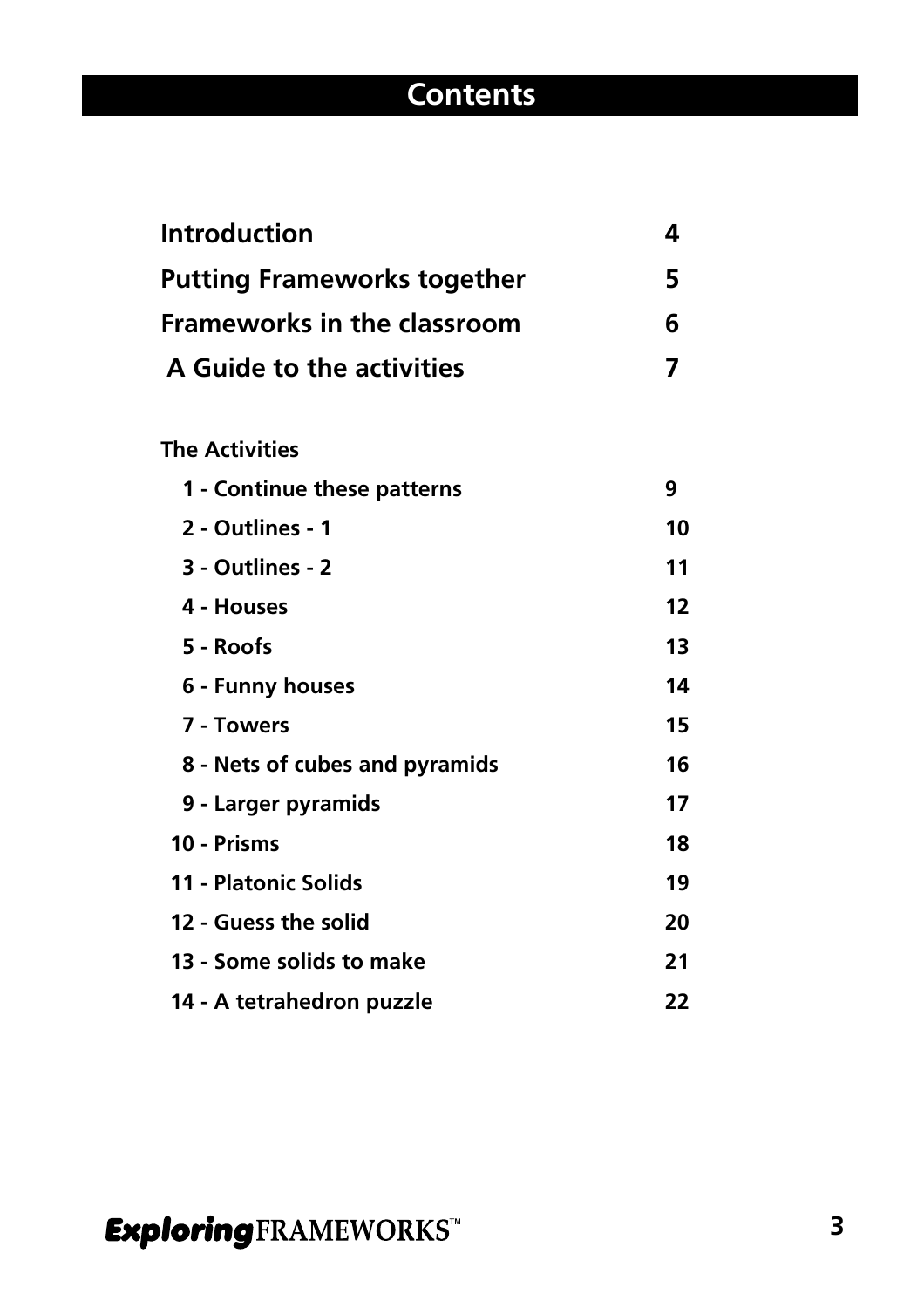# Contents

| | |
|---|---|
| **Introduction** | **4** |
| **Putting Frameworks together** | **5** |
| **Frameworks in the classroom** | **6** |
| **A Guide to the activities** | **7** |

**The Activities**

| | |
|---|---|
| **1 - Continue these patterns** | **9** |
| **2 - Outlines - 1** | **10** |
| **3 - Outlines - 2** | **11** |
| **4 - Houses** | **12** |
| **5 - Roofs** | **13** |
| **6 - Funny houses** | **14** |
| **7 - Towers** | **15** |
| **8 - Nets of cubes and pyramids** | **16** |
| **9 - Larger pyramids** | **17** |
| **10 - Prisms** | **18** |
| **11 - Platonic Solids** | **19** |
| **12 - Guess the solid** | **20** |
| **13 - Some solids to make** | **21** |
| **14 - A tetrahedron puzzle** | **22** |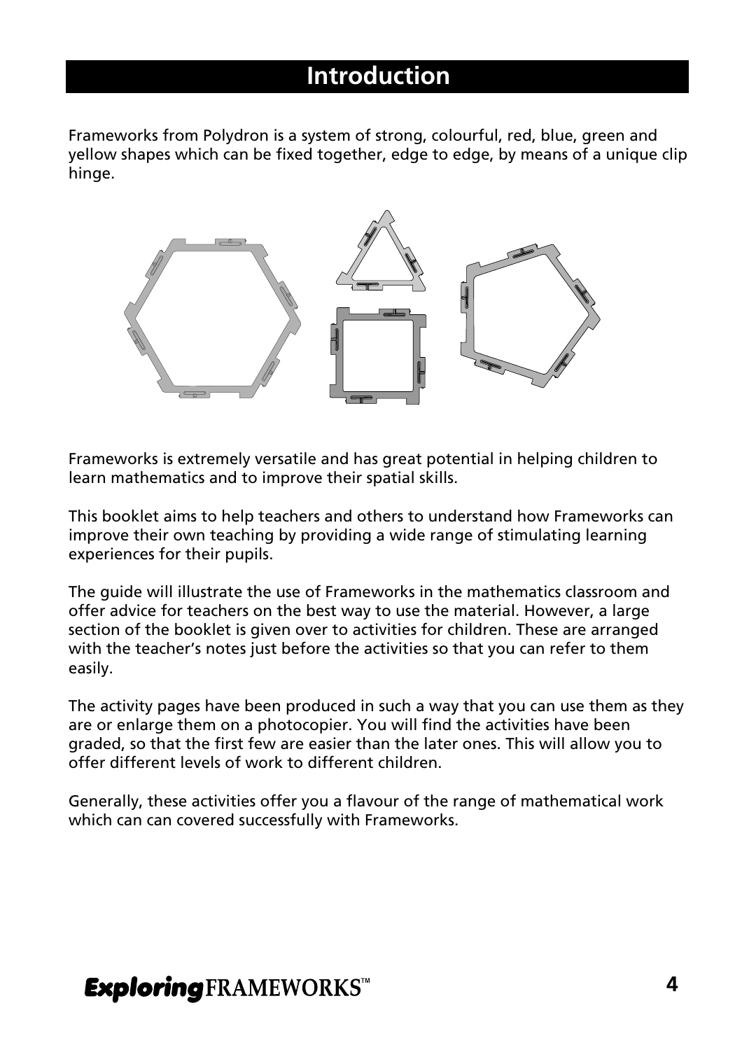# Introduction

Frameworks from Polydron is a system of strong, colourful, red, blue, green and yellow shapes which can be fixed together, edge to edge, by means of a unique clip hinge.

Frameworks is extremely versatile and has great potential in helping children to learn mathematics and to improve their spatial skills.

This booklet aims to help teachers and others to understand how Frameworks can improve their own teaching by providing a wide range of stimulating learning experiences for their pupils.

The guide will illustrate the use of Frameworks in the mathematics classroom and offer advice for teachers on the best way to use the material. However, a large section of the booklet is given over to activities for children. These are arranged with the teacher's notes just before the activities so that you can refer to them easily.

The activity pages have been produced in such a way that you can use them as they are or enlarge them on a photocopier. You will find the activities have been graded, so that the first few are easier than the later ones. This will allow you to offer different levels of work to different children.

Generally, these activities offer you a flavour of the range of mathematical work which can can covered successfully with Frameworks.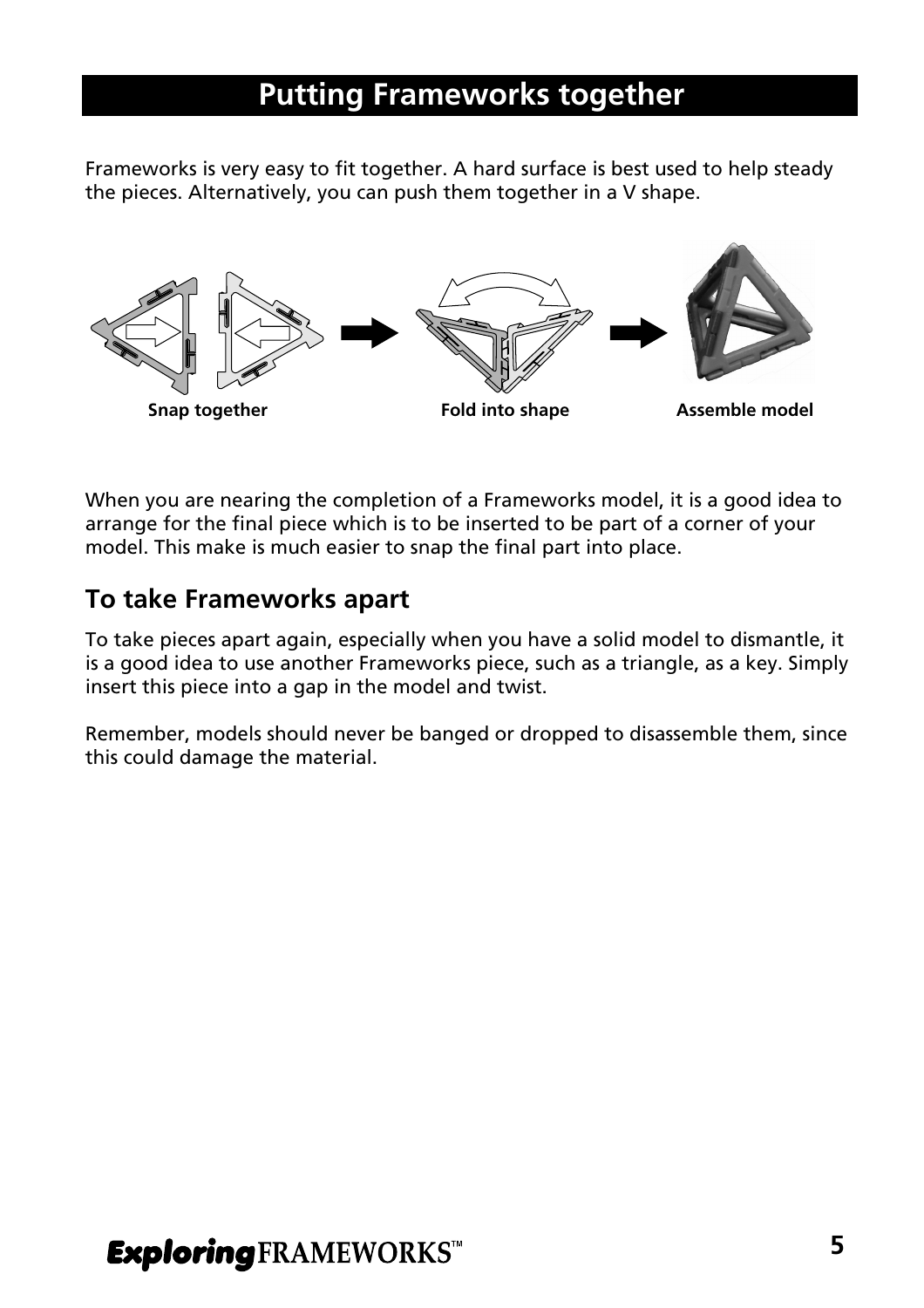# Putting Frameworks together

Frameworks is very easy to fit together. A hard surface is best used to help steady the pieces. Alternatively, you can push them together in a V shape.

**Snap together** **Fold into shape** **Assemble model**

When you are nearing the completion of a Frameworks model, it is a good idea to arrange for the final piece which is to be inserted to be part of a corner of your model. This make is much easier to snap the final part into place.

## To take Frameworks apart

To take pieces apart again, especially when you have a solid model to dismantle, it is a good idea to use another Frameworks piece, such as a triangle, as a key. Simply insert this piece into a gap in the model and twist.

Remember, models should never be banged or dropped to disassemble them, since this could damage the material.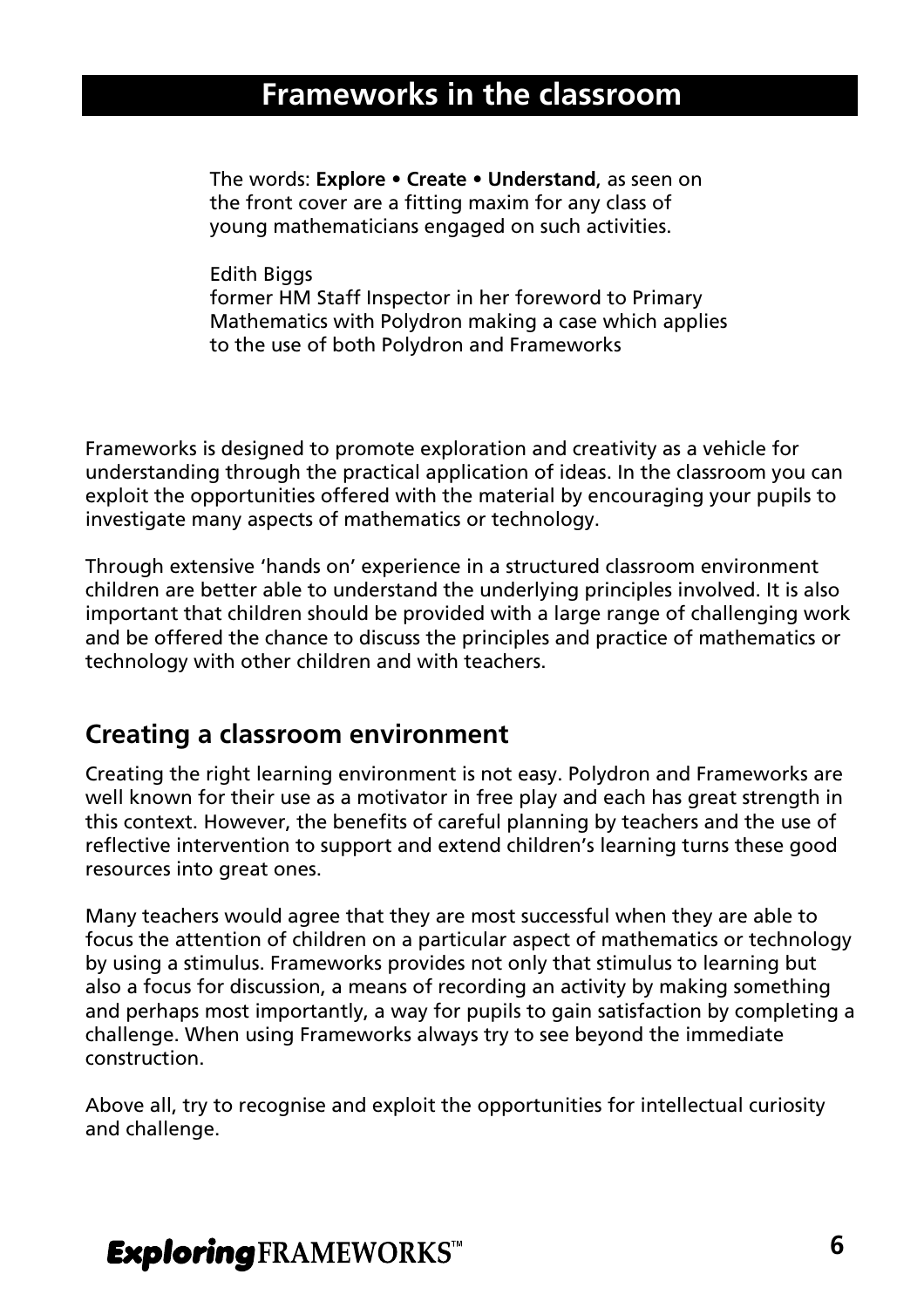# Frameworks in the classroom

> The words: **Explore • Create • Understand**, as seen on the front cover are a fitting maxim for any class of young mathematicians engaged on such activities.
>
> Edith Biggs
> former HM Staff Inspector in her foreword to Primary Mathematics with Polydron making a case which applies to the use of both Polydron and Frameworks

Frameworks is designed to promote exploration and creativity as a vehicle for understanding through the practical application of ideas. In the classroom you can exploit the opportunities offered with the material by encouraging your pupils to investigate many aspects of mathematics or technology.

Through extensive 'hands on' experience in a structured classroom environment children are better able to understand the underlying principles involved. It is also important that children should be provided with a large range of challenging work and be offered the chance to discuss the principles and practice of mathematics or technology with other children and with teachers.

## Creating a classroom environment

Creating the right learning environment is not easy. Polydron and Frameworks are well known for their use as a motivator in free play and each has great strength in this context. However, the benefits of careful planning by teachers and the use of reflective intervention to support and extend children's learning turns these good resources into great ones.

Many teachers would agree that they are most successful when they are able to focus the attention of children on a particular aspect of mathematics or technology by using a stimulus. Frameworks provides not only that stimulus to learning but also a focus for discussion, a means of recording an activity by making something and perhaps most importantly, a way for pupils to gain satisfaction by completing a challenge. When using Frameworks always try to see beyond the immediate construction.

Above all, try to recognise and exploit the opportunities for intellectual curiosity and challenge.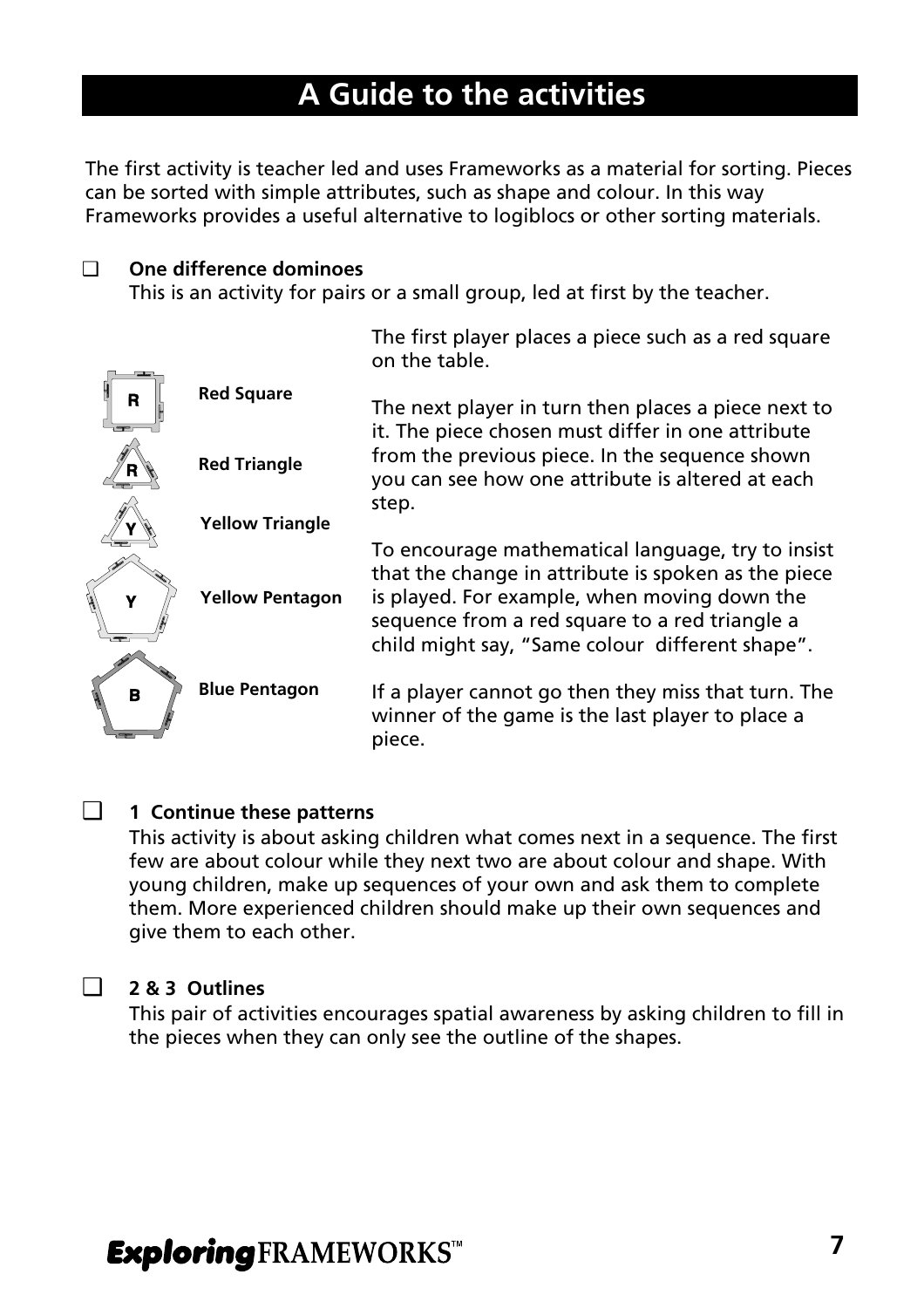# A Guide to the activities

The first activity is teacher led and uses Frameworks as a material for sorting. Pieces can be sorted with simple attributes, such as shape and colour. In this way Frameworks provides a useful alternative to logiblocs or other sorting materials.

❑ **One difference dominoes**

This is an activity for pairs or a small group, led at first by the teacher.

**Red Square**

**Red Triangle**

**Yellow Triangle**

**Yellow Pentagon**

**Blue Pentagon**

The first player places a piece such as a red square on the table.

The next player in turn then places a piece next to it. The piece chosen must differ in one attribute from the previous piece. In the sequence shown you can see how one attribute is altered at each step.

To encourage mathematical language, try to insist that the change in attribute is spoken as the piece is played. For example, when moving down the sequence from a red square to a red triangle a child might say, "Same colour  different shape".

If a player cannot go then they miss that turn. The winner of the game is the last player to place a piece.

❑ **1  Continue these patterns**

This activity is about asking children what comes next in a sequence. The first few are about colour while they next two are about colour and shape. With young children, make up sequences of your own and ask them to complete them. More experienced children should make up their own sequences and give them to each other.

❑ **2 & 3  Outlines**

This pair of activities encourages spatial awareness by asking children to fill in the pieces when they can only see the outline of the shapes.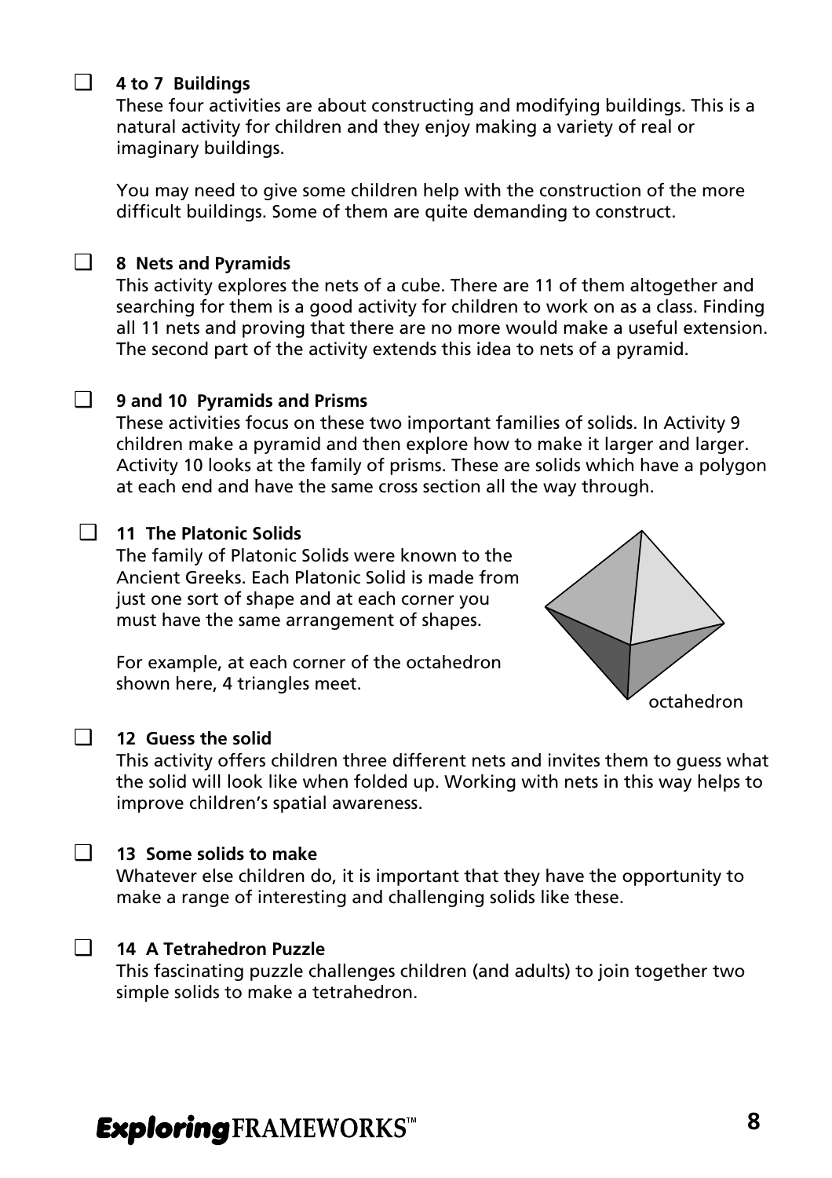❑ **4 to 7 Buildings**

These four activities are about constructing and modifying buildings. This is a natural activity for children and they enjoy making a variety of real or imaginary buildings.

You may need to give some children help with the construction of the more difficult buildings. Some of them are quite demanding to construct.

❑ **8 Nets and Pyramids**

This activity explores the nets of a cube. There are 11 of them altogether and searching for them is a good activity for children to work on as a class. Finding all 11 nets and proving that there are no more would make a useful extension. The second part of the activity extends this idea to nets of a pyramid.

❑ **9 and 10 Pyramids and Prisms**

These activities focus on these two important families of solids. In Activity 9 children make a pyramid and then explore how to make it larger and larger. Activity 10 looks at the family of prisms. These are solids which have a polygon at each end and have the same cross section all the way through.

❑ **11 The Platonic Solids**

The family of Platonic Solids were known to the Ancient Greeks. Each Platonic Solid is made from just one sort of shape and at each corner you must have the same arrangement of shapes.

For example, at each corner of the octahedron shown here, 4 triangles meet.

octahedron

❑ **12 Guess the solid**

This activity offers children three different nets and invites them to guess what the solid will look like when folded up. Working with nets in this way helps to improve children's spatial awareness.

❑ **13 Some solids to make**

Whatever else children do, it is important that they have the opportunity to make a range of interesting and challenging solids like these.

❑ **14 A Tetrahedron Puzzle**

This fascinating puzzle challenges children (and adults) to join together two simple solids to make a tetrahedron.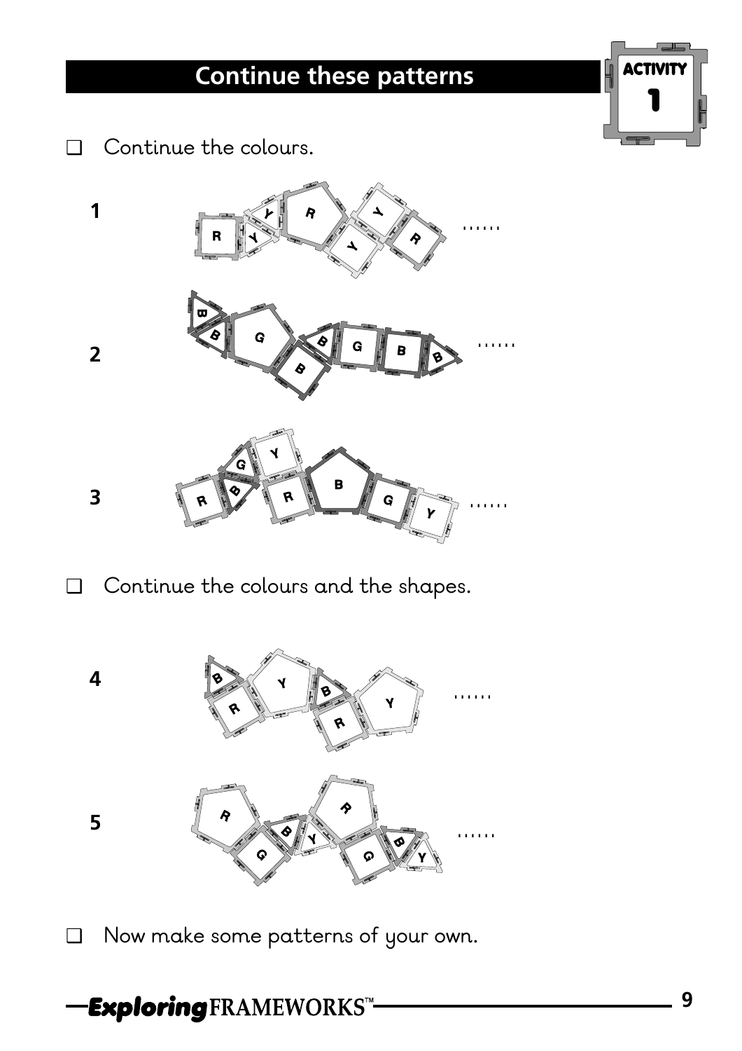## Continue these patterns

ACTIVITY 1

❑ Continue the colours.

1 R Y Y R Y Y R ......

2 B B G B B G B B ......

3 R B G Y R B G Y ......

❑ Continue the colours and the shapes.

4 B R Y B R Y ......

5 R G B Y R G B Y ......

❑ Now make some patterns of your own.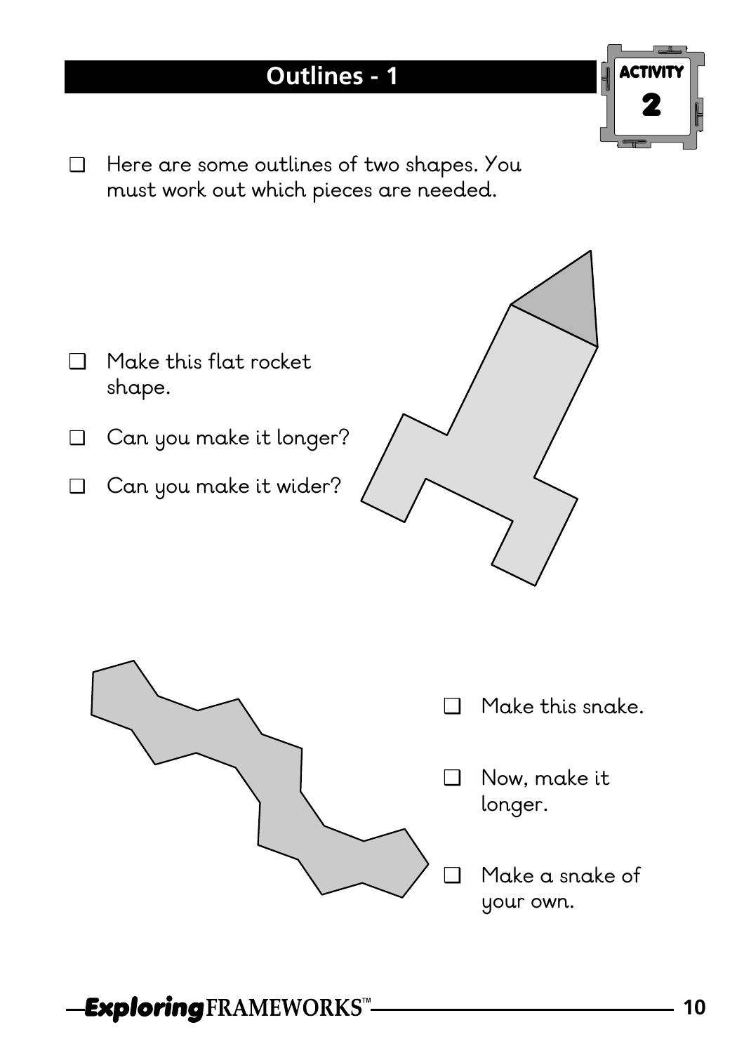# Outlines - 1

ACTIVITY 2

- [ ] Here are some outlines of two shapes. You must work out which pieces are needed.

- [ ] Make this flat rocket shape.
- [ ] Can you make it longer?
- [ ] Can you make it wider?

- [ ] Make this snake.
- [ ] Now, make it longer.
- [ ] Make a snake of your own.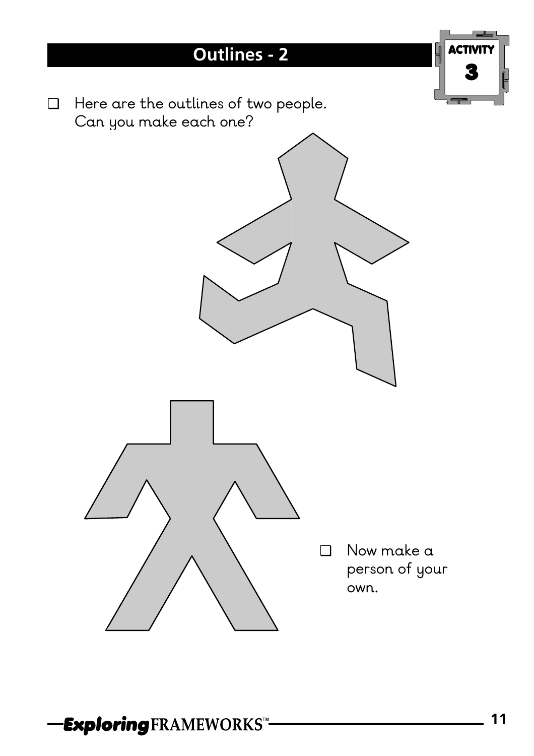# Outlines - 2

ACTIVITY 3

- ❑ Here are the outlines of two people. Can you make each one?

- ❑ Now make a person of your own.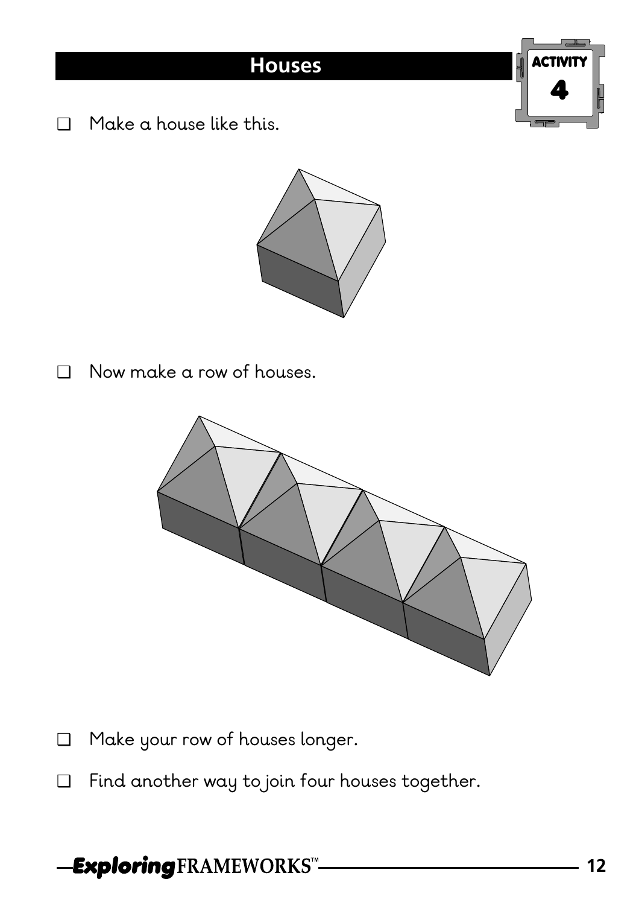# Houses

**ACTIVITY 4**

- ❑ Make a house like this.

- ❑ Now make a row of houses.

- ❑ Make your row of houses longer.
- ❑ Find another way to join four houses together.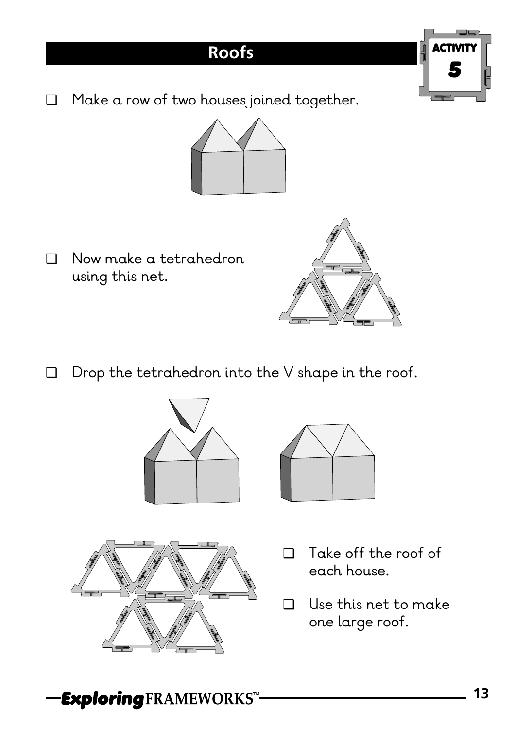# Roofs

**ACTIVITY 5**

- ❑ Make a row of two houses joined together.

- ❑ Now make a tetrahedron using this net.

- ❑ Drop the tetrahedron into the V shape in the roof.

- ❑ Take off the roof of each house.

- ❑ Use this net to make one large roof.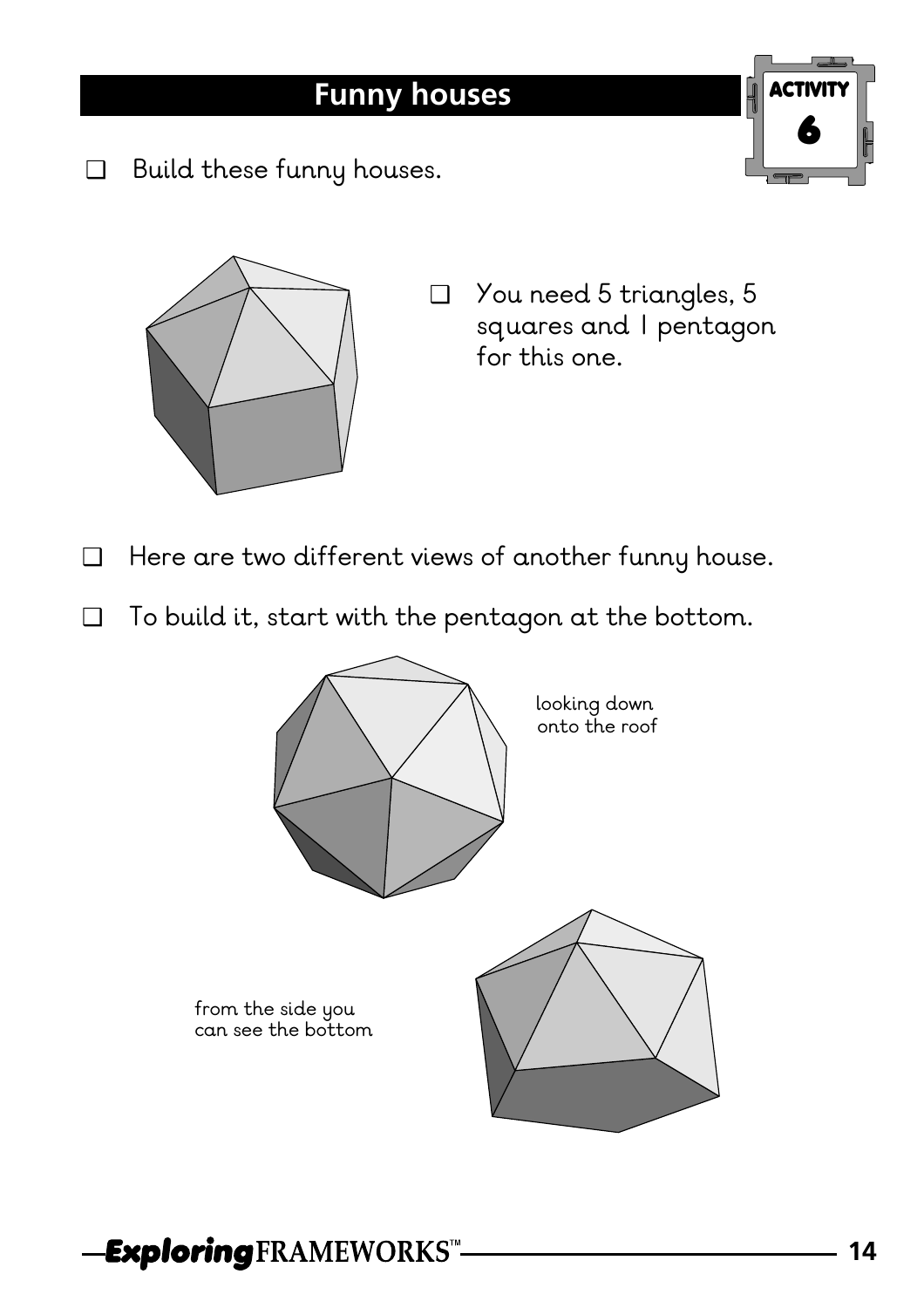# Funny houses

ACTIVITY 6

- ❑ Build these funny houses.

- ❑ You need 5 triangles, 5 squares and 1 pentagon for this one.

- ❑ Here are two different views of another funny house.
- ❑ To build it, start with the pentagon at the bottom.

looking down onto the roof

from the side you can see the bottom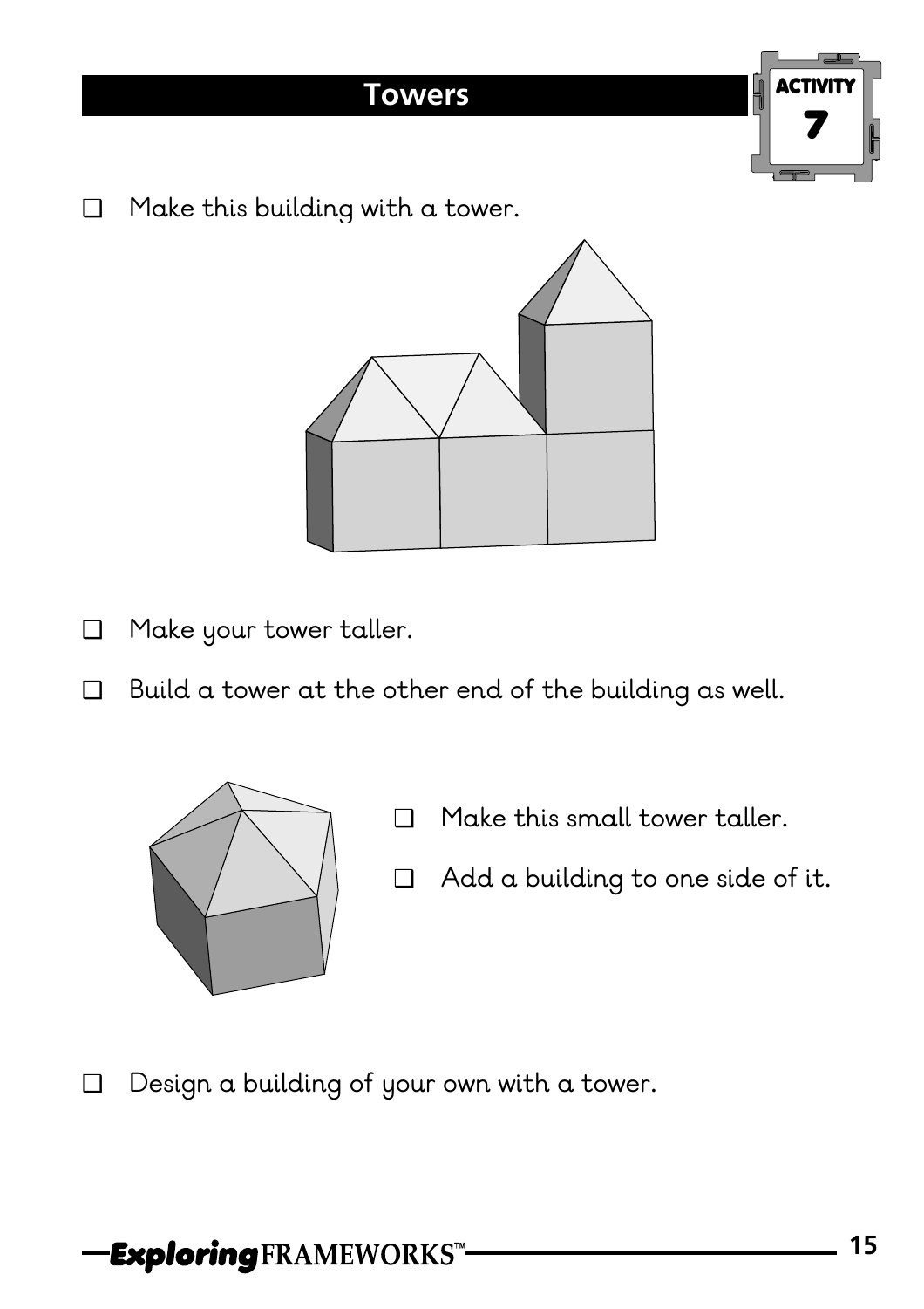# Towers

ACTIVITY 7

- ❑ Make this building with a tower.

- ❑ Make your tower taller.
- ❑ Build a tower at the other end of the building as well.

- ❑ Make this small tower taller.
- ❑ Add a building to one side of it.

- ❑ Design a building of your own with a tower.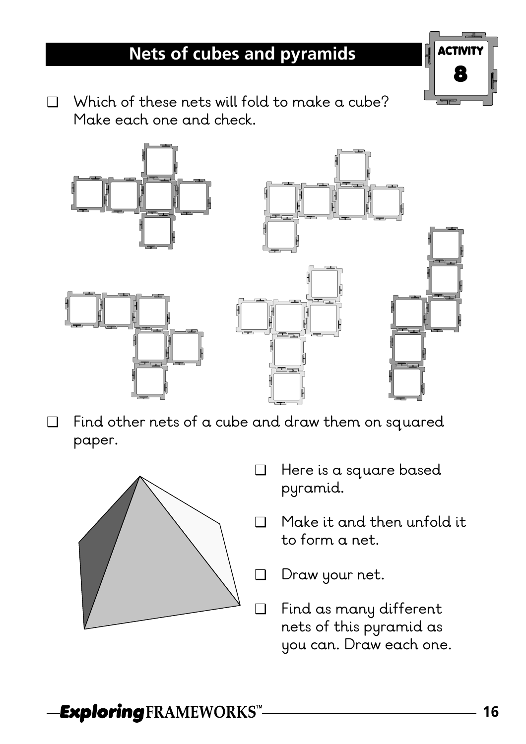# Nets of cubes and pyramids

ACTIVITY 8

- ❑ Which of these nets will fold to make a cube? Make each one and check.

- ❑ Find other nets of a cube and draw them on squared paper.

- ❑ Here is a square based pyramid.
- ❑ Make it and then unfold it to form a net.
- ❑ Draw your net.
- ❑ Find as many different nets of this pyramid as you can. Draw each one.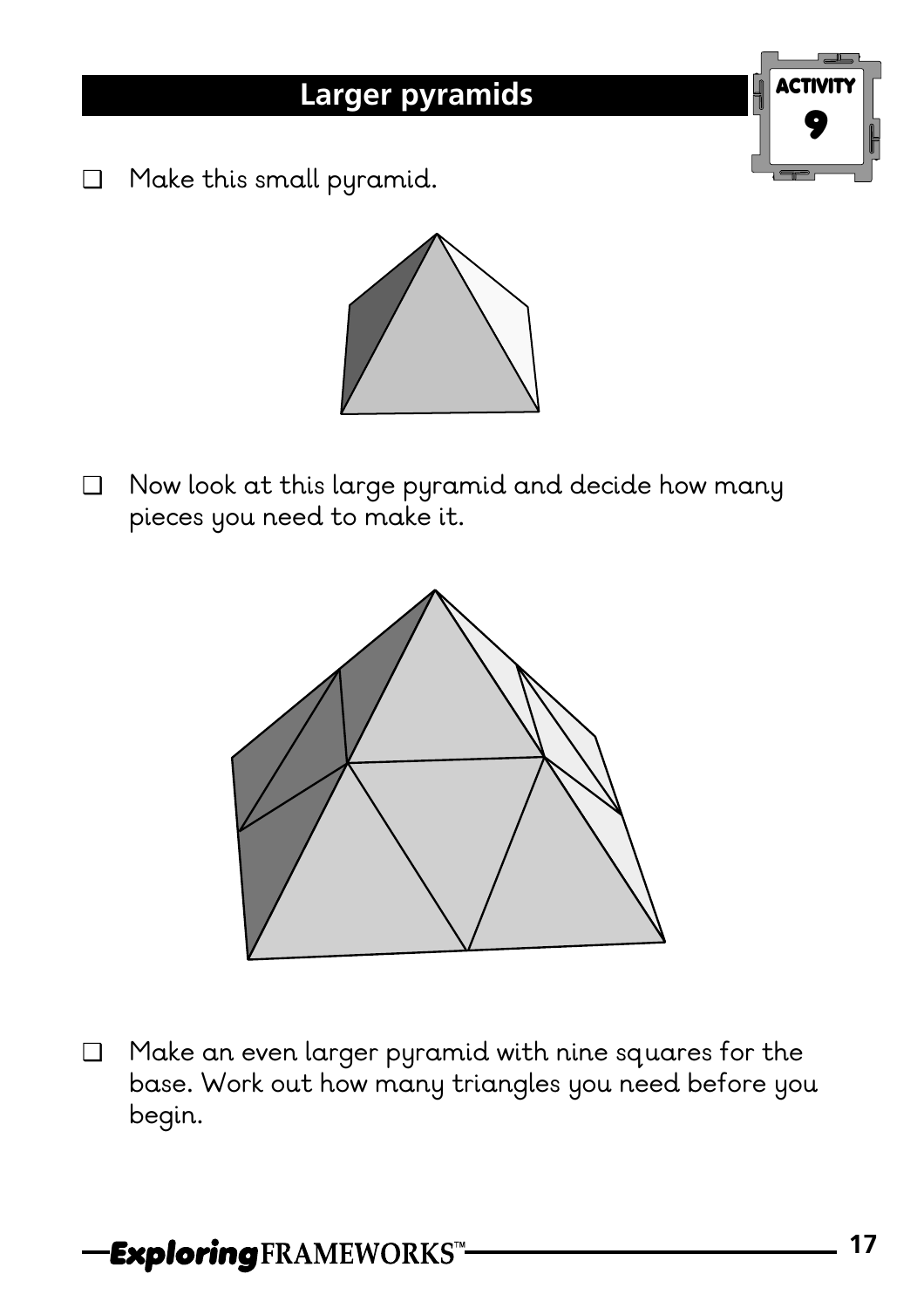# Larger pyramids

ACTIVITY 9

- ❑ Make this small pyramid.

- ❑ Now look at this large pyramid and decide how many pieces you need to make it.

- ❑ Make an even larger pyramid with nine squares for the base. Work out how many triangles you need before you begin.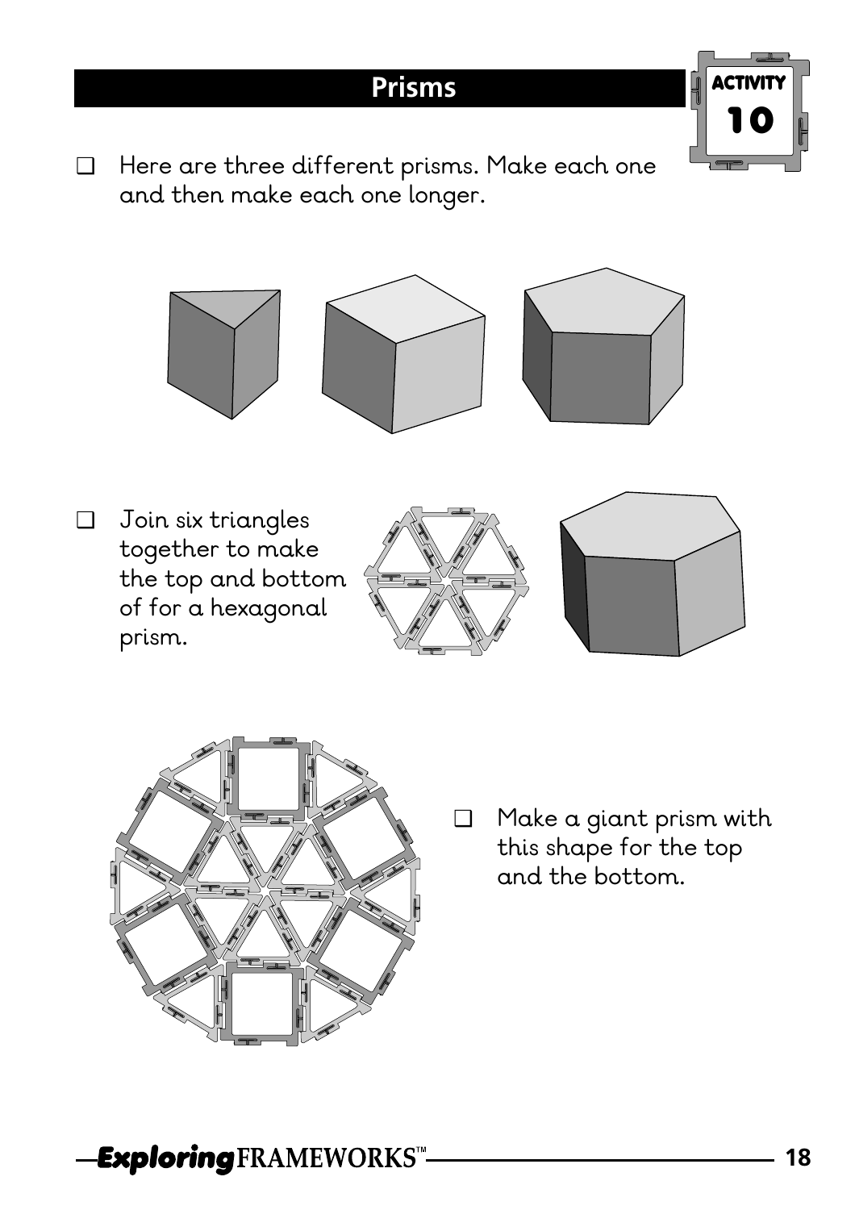# Prisms

**ACTIVITY 10**

- ❑ Here are three different prisms. Make each one and then make each one longer.

- ❑ Join six triangles together to make the top and bottom of for a hexagonal prism.

- ❑ Make a giant prism with this shape for the top and the bottom.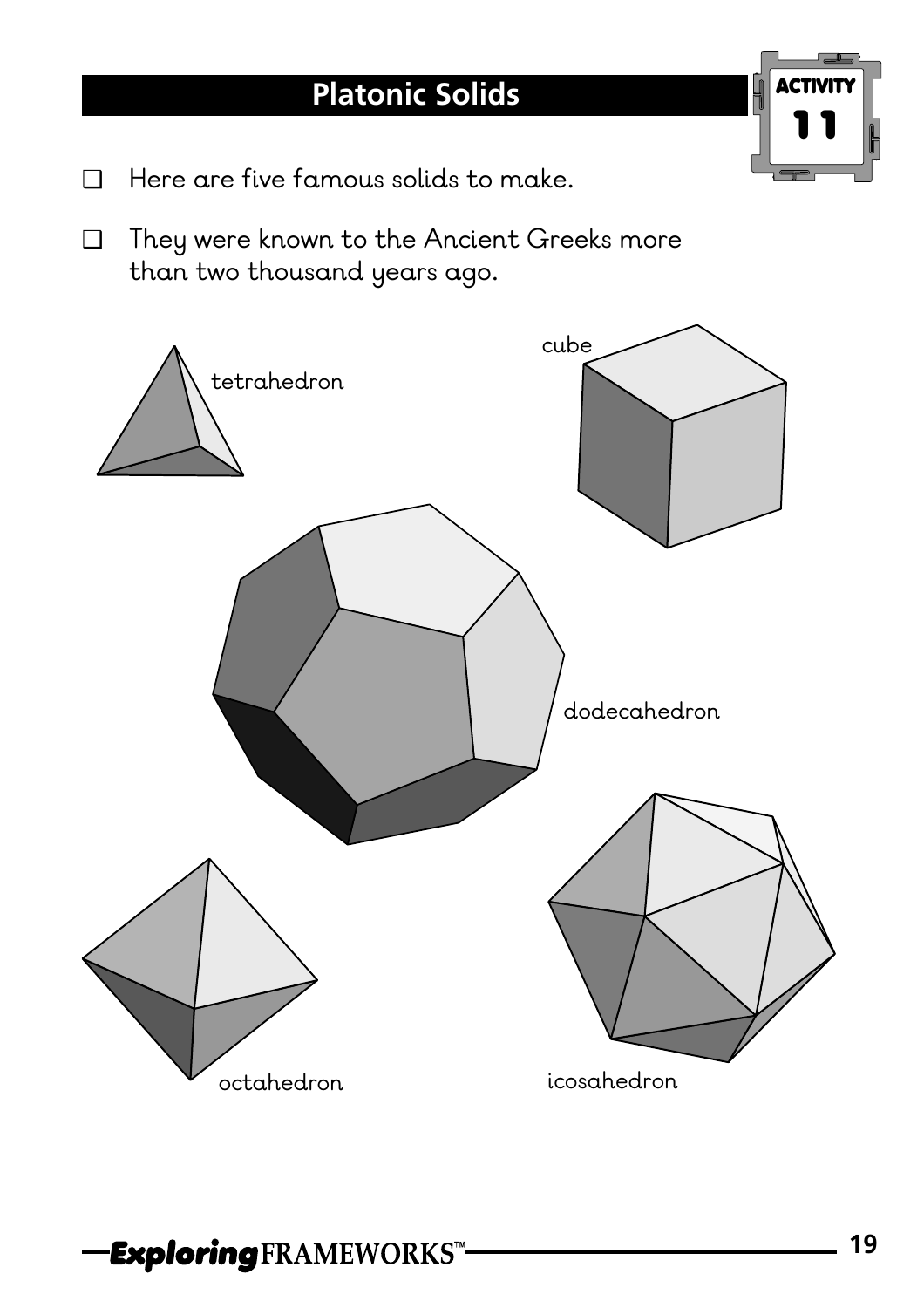# Platonic Solids

ACTIVITY 11

- Here are five famous solids to make.
- They were known to the Ancient Greeks more than two thousand years ago.

tetrahedron

cube

dodecahedron

octahedron

icosahedron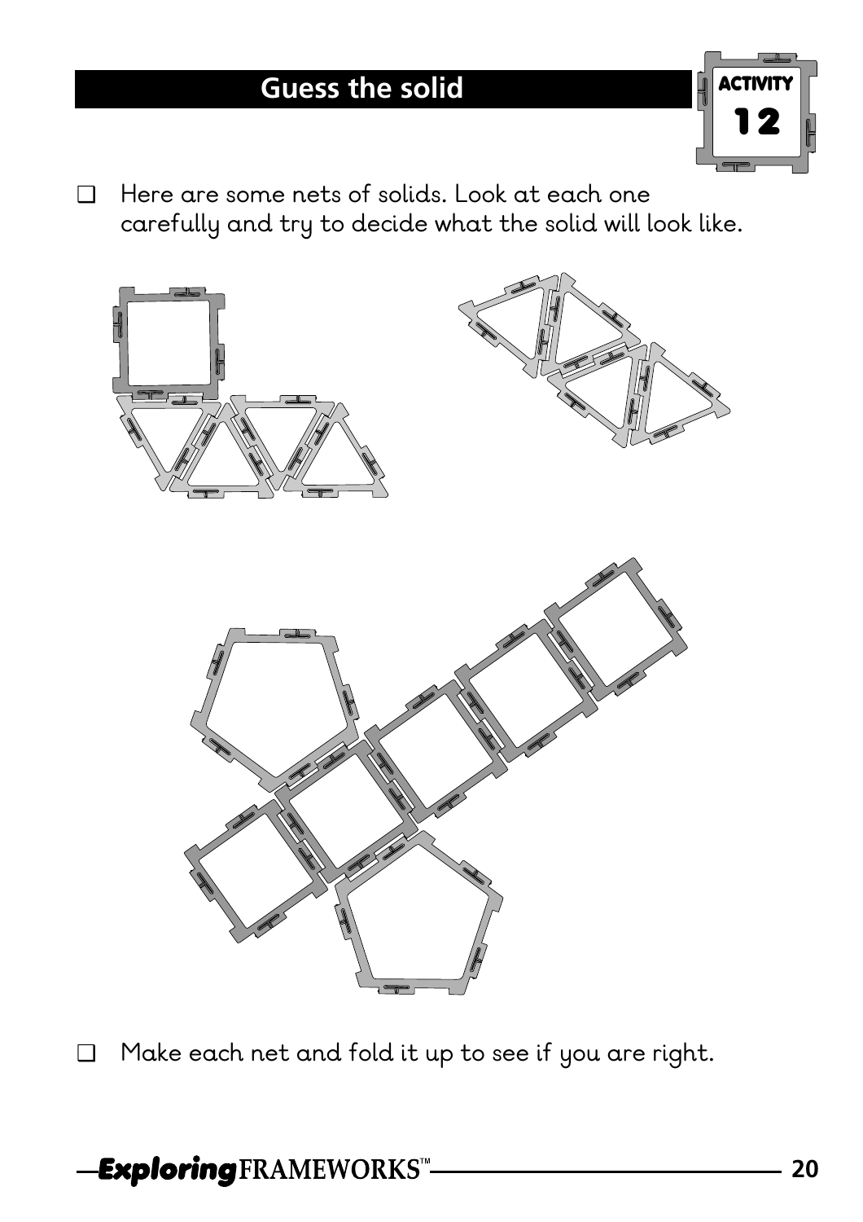## Guess the solid

ACTIVITY 12

- ❑ Here are some nets of solids. Look at each one carefully and try to decide what the solid will look like.

- ❑ Make each net and fold it up to see if you are right.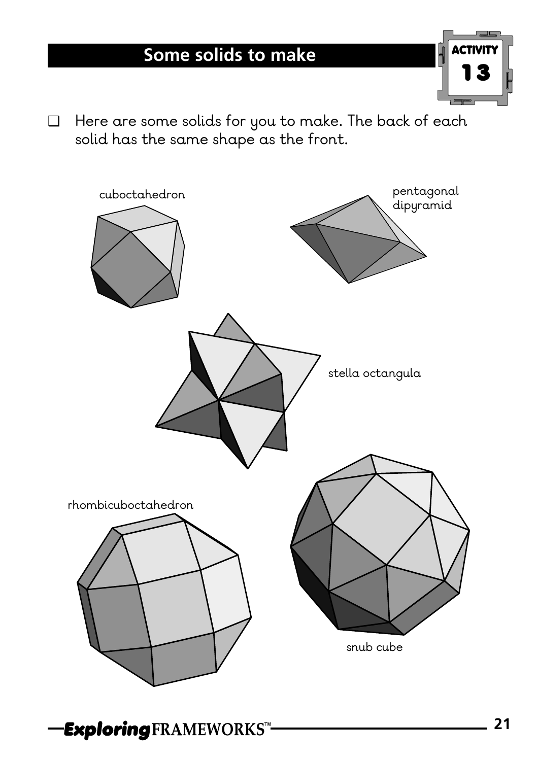# Some solids to make

**ACTIVITY 13**

- ❑ Here are some solids for you to make. The back of each solid has the same shape as the front.

cuboctahedron

pentagonal dipyramid

stella octangula

rhombicuboctahedron

snub cube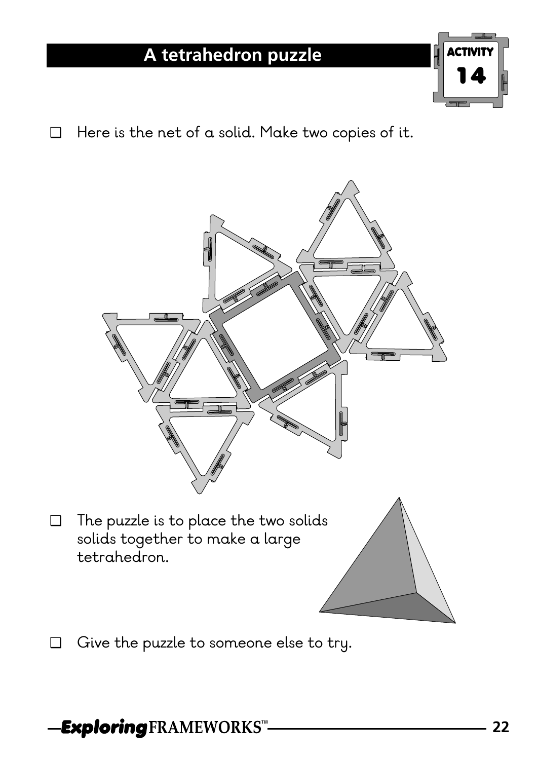# A tetrahedron puzzle

ACTIVITY 14

- ❑ Here is the net of a solid. Make two copies of it.

- ❑ The puzzle is to place the two solids solids together to make a large tetrahedron.

- ❑ Give the puzzle to someone else to try.